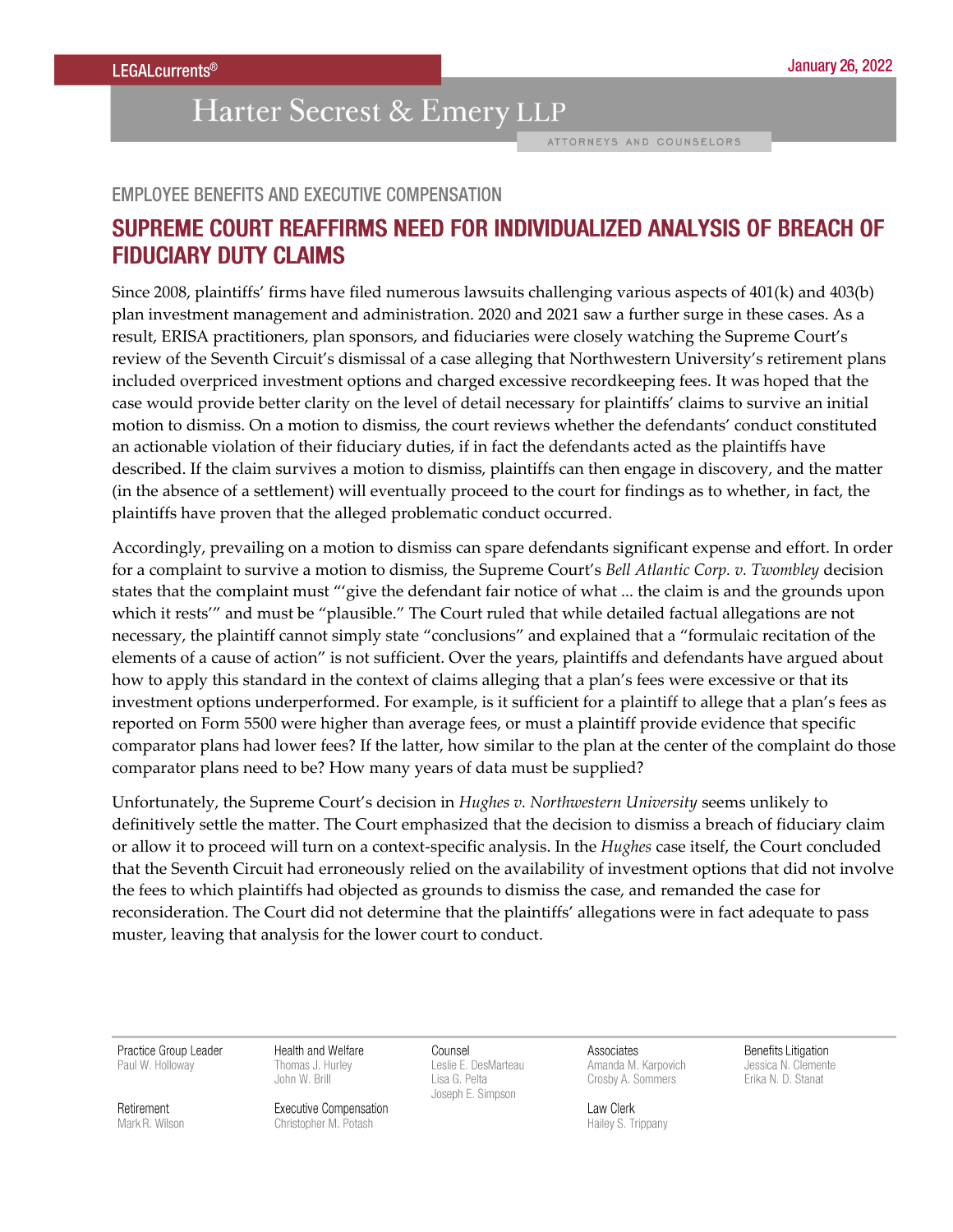LEGALcurrents®

January 26, 2022

Harter Secrest & Emery LLP

ATTORNEYS AND COUNSELORS

EMPLOYEE BENEFITS AND EXECUTIVE COMPENSATION

# SUPREME COURT REAFFIRMS NEED FOR INDIVIDUALIZED ANALYSIS OF BREACH OF FIDUCIARY DUTY CLAIMS

Since 2008, plaintiffs' firms have filed numerous lawsuits challenging various aspects of 401(k) and 403(b) plan investment management and administration. 2020 and 2021 saw a further surge in these cases. As a result, ERISA practitioners, plan sponsors, and fiduciaries were closely watching the Supreme Court's review of the Seventh Circuit's dismissal of a case alleging that Northwestern University's retirement plans included overpriced investment options and charged excessive recordkeeping fees. It was hoped that the case would provide better clarity on the level of detail necessary for plaintiffs' claims to survive an initial motion to dismiss. On a motion to dismiss, the court reviews whether the defendants' conduct constituted an actionable violation of their fiduciary duties, if in fact the defendants acted as the plaintiffs have described. If the claim survives a motion to dismiss, plaintiffs can then engage in discovery, and the matter (in the absence of a settlement) will eventually proceed to the court for findings as to whether, in fact, the plaintiffs have proven that the alleged problematic conduct occurred.

Accordingly, prevailing on a motion to dismiss can spare defendants significant expense and effort. In order for a complaint to survive a motion to dismiss, the Supreme Court's *Bell Atlantic Corp. v. Twombley* decision states that the complaint must "'give the defendant fair notice of what ... the claim is and the grounds upon which it rests'" and must be "plausible." The Court ruled that while detailed factual allegations are not necessary, the plaintiff cannot simply state "conclusions" and explained that a "formulaic recitation of the elements of a cause of action" is not sufficient. Over the years, plaintiffs and defendants have argued about how to apply this standard in the context of claims alleging that a plan's fees were excessive or that its investment options underperformed. For example, is it sufficient for a plaintiff to allege that a plan's fees as reported on Form 5500 were higher than average fees, or must a plaintiff provide evidence that specific comparator plans had lower fees? If the latter, how similar to the plan at the center of the complaint do those comparator plans need to be? How many years of data must be supplied?

Unfortunately, the Supreme Court's decision in *Hughes v. Northwestern University* seems unlikely to definitively settle the matter. The Court emphasized that the decision to dismiss a breach of fiduciary claim or allow it to proceed will turn on a context-specific analysis. In the *Hughes* case itself, the Court concluded that the Seventh Circuit had erroneously relied on the availability of investment options that did not involve the fees to which plaintiffs had objected as grounds to dismiss the case, and remanded the case for reconsideration. The Court did not determine that the plaintiffs' allegations were in fact adequate to pass muster, leaving that analysis for the lower court to conduct.

Practice Group Leader
Paul W. Holloway

Retirement
Mark R. Wilson

Health and Welfare
Thomas J. Hurley
John W. Brill

Executive Compensation
Christopher M. Potash

Counsel
Leslie E. DesMarteau
Lisa G. Pelta
Joseph E. Simpson

Associates
Amanda M. Karpovich
Crosby A. Sommers

Law Clerk
Hailey S. Trippany

Benefits Litigation
Jessica N. Clemente
Erika N. D. Stanat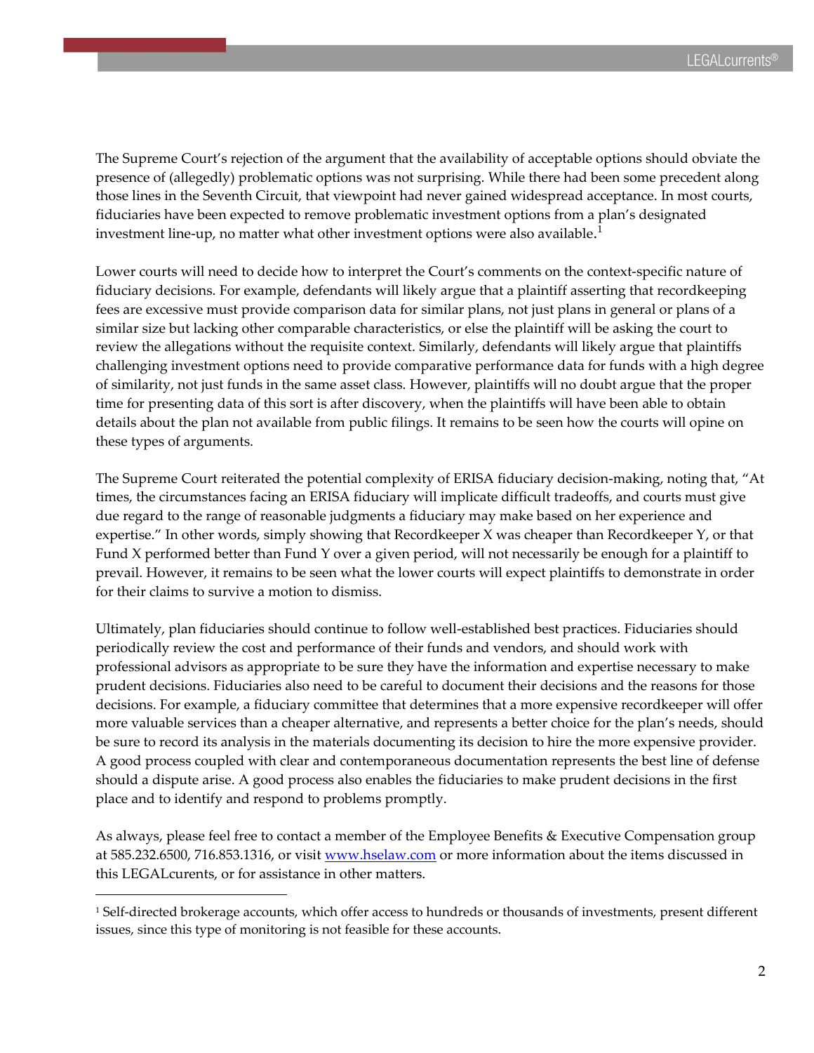The Supreme Court's rejection of the argument that the availability of acceptable options should obviate the presence of (allegedly) problematic options was not surprising. While there had been some precedent along those lines in the Seventh Circuit, that viewpoint had never gained widespread acceptance. In most courts, fiduciaries have been expected to remove problematic investment options from a plan's designated investment line-up, no matter what other investment options were also available.[1]

Lower courts will need to decide how to interpret the Court's comments on the context-specific nature of fiduciary decisions. For example, defendants will likely argue that a plaintiff asserting that recordkeeping fees are excessive must provide comparison data for similar plans, not just plans in general or plans of a similar size but lacking other comparable characteristics, or else the plaintiff will be asking the court to review the allegations without the requisite context. Similarly, defendants will likely argue that plaintiffs challenging investment options need to provide comparative performance data for funds with a high degree of similarity, not just funds in the same asset class. However, plaintiffs will no doubt argue that the proper time for presenting data of this sort is after discovery, when the plaintiffs will have been able to obtain details about the plan not available from public filings. It remains to be seen how the courts will opine on these types of arguments.

The Supreme Court reiterated the potential complexity of ERISA fiduciary decision-making, noting that, "At times, the circumstances facing an ERISA fiduciary will implicate difficult tradeoffs, and courts must give due regard to the range of reasonable judgments a fiduciary may make based on her experience and expertise." In other words, simply showing that Recordkeeper X was cheaper than Recordkeeper Y, or that Fund X performed better than Fund Y over a given period, will not necessarily be enough for a plaintiff to prevail. However, it remains to be seen what the lower courts will expect plaintiffs to demonstrate in order for their claims to survive a motion to dismiss.

Ultimately, plan fiduciaries should continue to follow well-established best practices. Fiduciaries should periodically review the cost and performance of their funds and vendors, and should work with professional advisors as appropriate to be sure they have the information and expertise necessary to make prudent decisions. Fiduciaries also need to be careful to document their decisions and the reasons for those decisions. For example, a fiduciary committee that determines that a more expensive recordkeeper will offer more valuable services than a cheaper alternative, and represents a better choice for the plan's needs, should be sure to record its analysis in the materials documenting its decision to hire the more expensive provider. A good process coupled with clear and contemporaneous documentation represents the best line of defense should a dispute arise. A good process also enables the fiduciaries to make prudent decisions in the first place and to identify and respond to problems promptly.

As always, please feel free to contact a member of the Employee Benefits & Executive Compensation group at 585.232.6500, 716.853.1316, or visit [www.hselaw.com](http://www.hselaw.com) or more information about the items discussed in this LEGALcurents, or for assistance in other matters.

---

[1] Self-directed brokerage accounts, which offer access to hundreds or thousands of investments, present different issues, since this type of monitoring is not feasible for these accounts.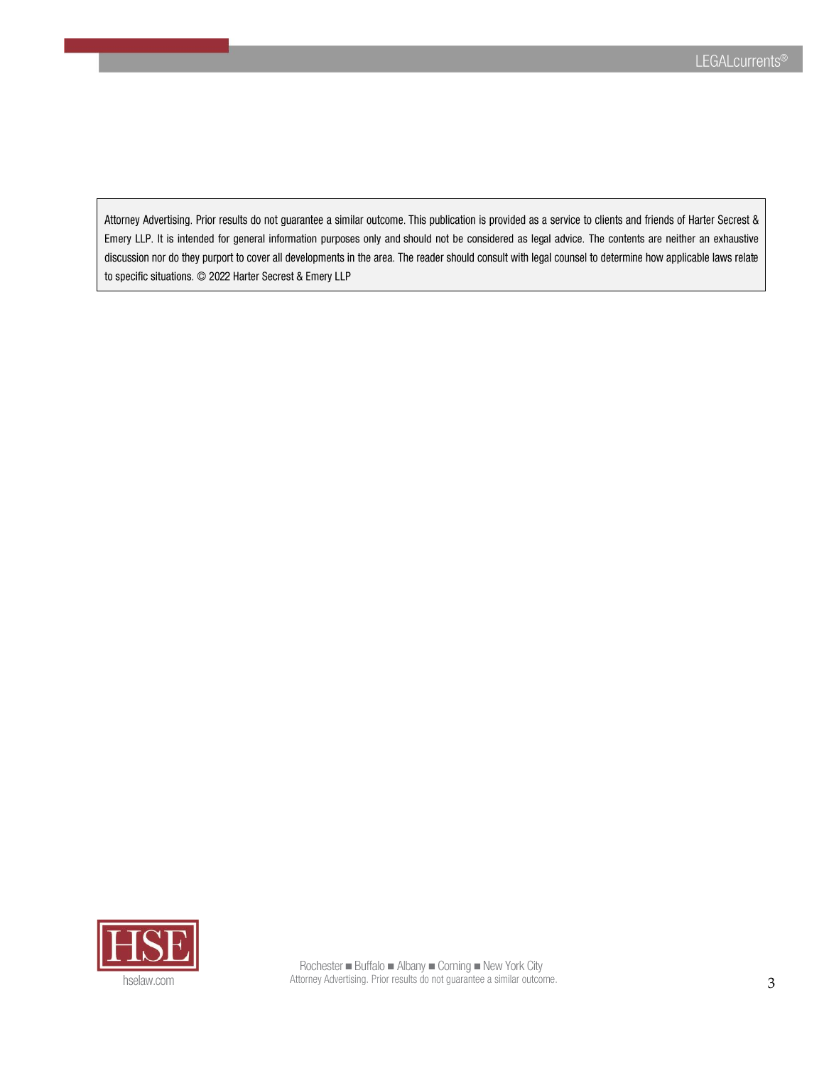Attorney Advertising. Prior results do not guarantee a similar outcome. This publication is provided as a service to clients and friends of Harter Secrest & Emery LLP. It is intended for general information purposes only and should not be considered as legal advice. The contents are neither an exhaustive discussion nor do they purport to cover all developments in the area. The reader should consult with legal counsel to determine how applicable laws relate to specific situations. © 2022 Harter Secrest & Emery LLP